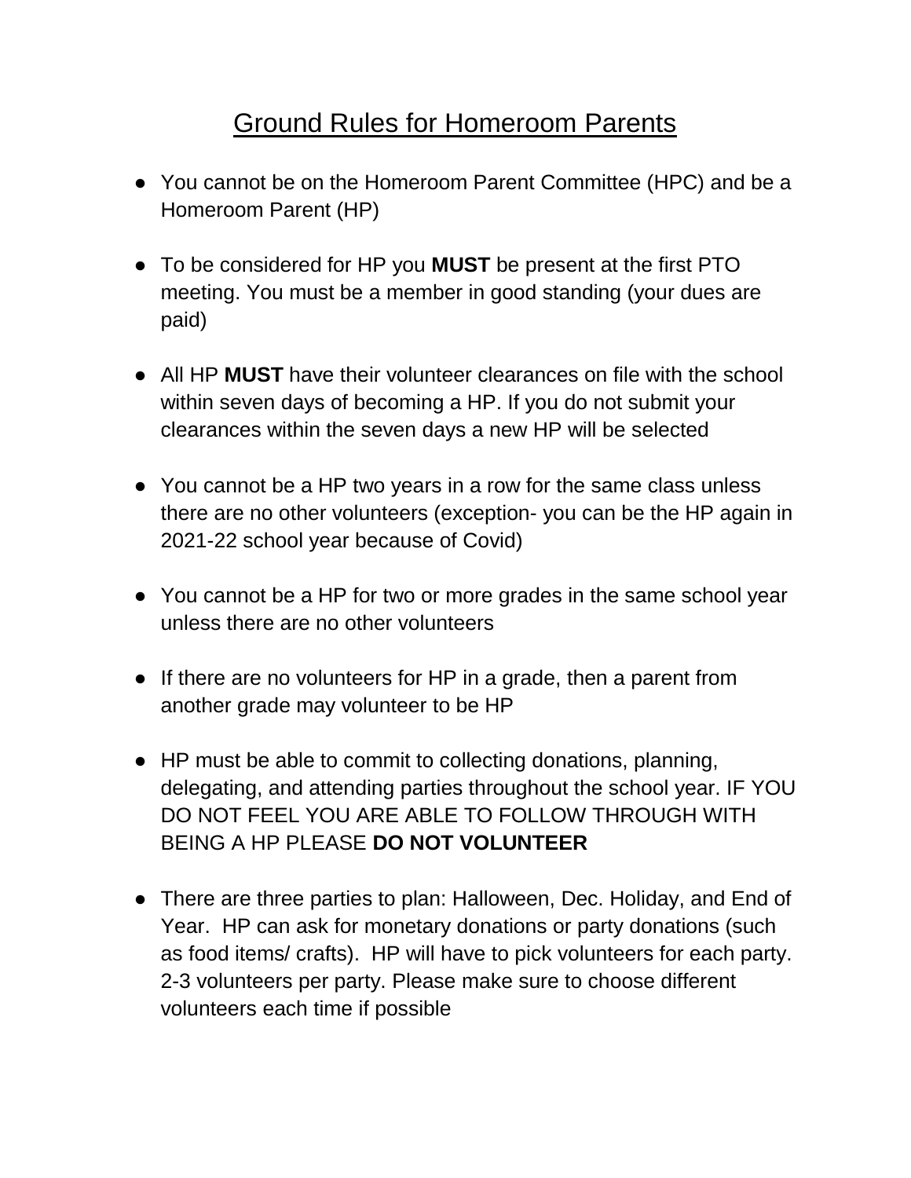# Ground Rules for Homeroom Parents

- You cannot be on the Homeroom Parent Committee (HPC) and be a Homeroom Parent (HP)
- To be considered for HP you **MUST** be present at the first PTO meeting. You must be a member in good standing (your dues are paid)
- All HP **MUST** have their volunteer clearances on file with the school within seven days of becoming a HP. If you do not submit your clearances within the seven days a new HP will be selected
- You cannot be a HP two years in a row for the same class unless there are no other volunteers (exception- you can be the HP again in 2021-22 school year because of Covid)
- You cannot be a HP for two or more grades in the same school year unless there are no other volunteers
- If there are no volunteers for HP in a grade, then a parent from another grade may volunteer to be HP
- HP must be able to commit to collecting donations, planning, delegating, and attending parties throughout the school year. IF YOU DO NOT FEEL YOU ARE ABLE TO FOLLOW THROUGH WITH BEING A HP PLEASE **DO NOT VOLUNTEER**
- There are three parties to plan: Halloween, Dec. Holiday, and End of Year. HP can ask for monetary donations or party donations (such as food items/ crafts). HP will have to pick volunteers for each party. 2-3 volunteers per party. Please make sure to choose different volunteers each time if possible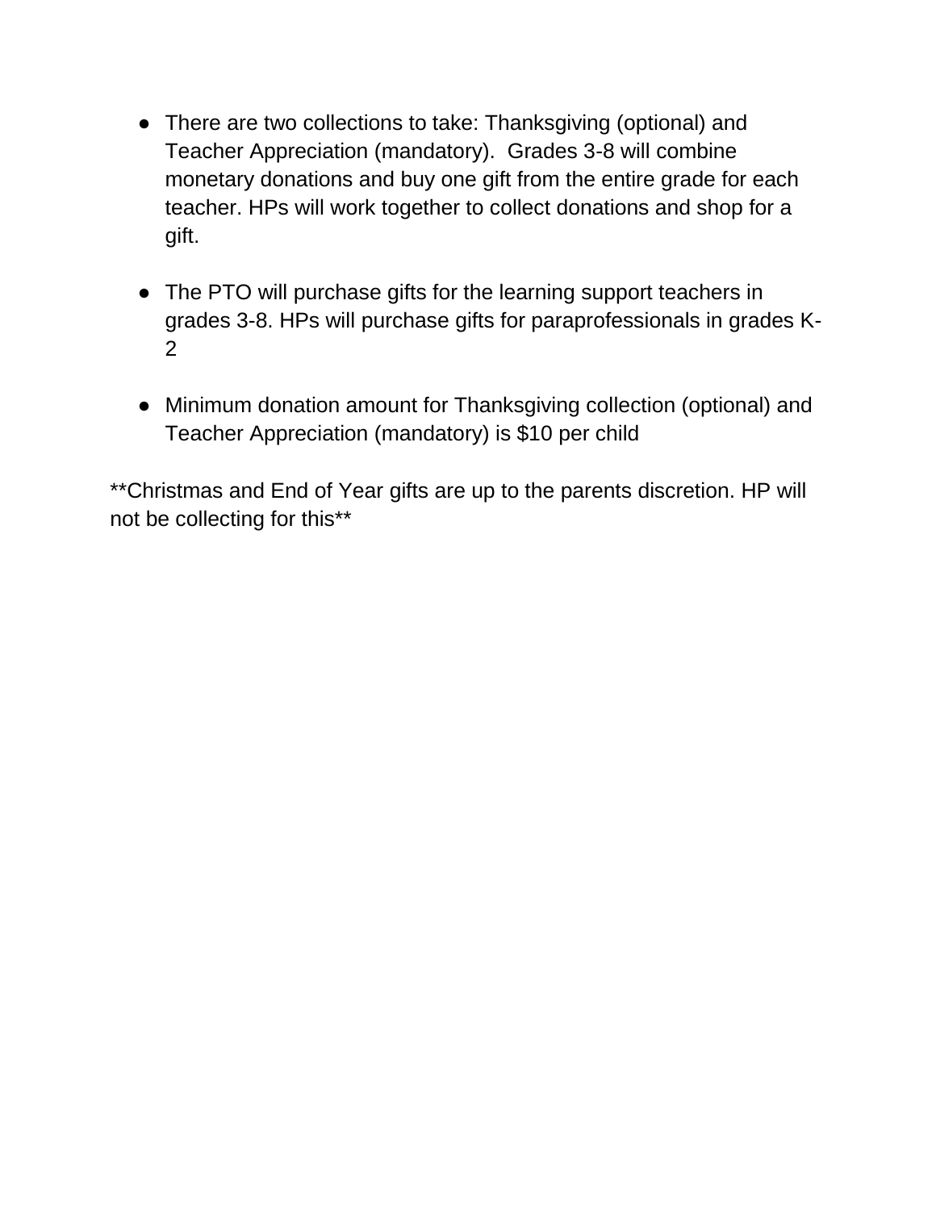- There are two collections to take: Thanksgiving (optional) and Teacher Appreciation (mandatory). Grades 3-8 will combine monetary donations and buy one gift from the entire grade for each teacher. HPs will work together to collect donations and shop for a gift.

- The PTO will purchase gifts for the learning support teachers in grades 3-8. HPs will purchase gifts for paraprofessionals in grades K-2

- Minimum donation amount for Thanksgiving collection (optional) and Teacher Appreciation (mandatory) is $10 per child

**Christmas and End of Year gifts are up to the parents discretion. HP will not be collecting for this**